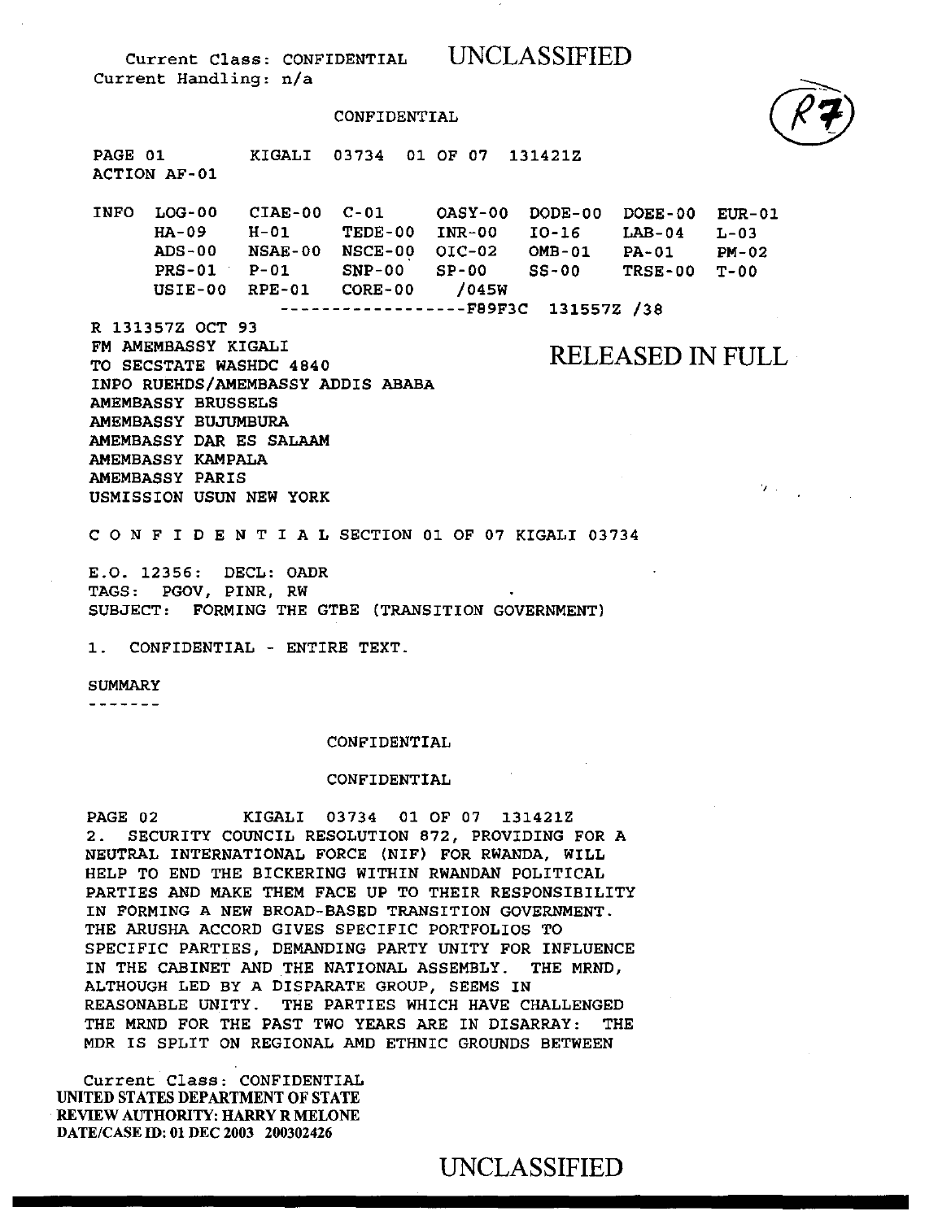Current Class: CONFIDENTIAL UNCLASSIFIED
Current Handling: n/a

CONFIDENTIAL

PAGE 01 KIGALI 03734 01 OF 07 131421Z
ACTION AF-01

```
INFO  LOG-00   CIAE-00  C-01     OASY-00  DODE-00  DOEE-00  EUR-01
      HA-09    H-01     TEDE-00  INR-00   IO-16    LAB-04   L-03
      ADS-00   NSAE-00  NSCE-00  OIC-02   OMB-01   PA-01    PM-02
      PRS-01   P-01     SNP-00   SP-00    SS-00    TRSE-00  T-00
      USIE-00  RPE-01   CORE-00   /045W
                  ------------------F89F3C  131557Z /38
```

R 131357Z OCT 93
FM AMEMBASSY KIGALI
TO SECSTATE WASHDC 4840
INFO RUEHDS/AMEMBASSY ADDIS ABABA
AMEMBASSY BRUSSELS
AMEMBASSY BUJUMBURA
AMEMBASSY DAR ES SALAAM
AMEMBASSY KAMPALA
AMEMBASSY PARIS
USMISSION USUN NEW YORK

RELEASED IN FULL

C O N F I D E N T I A L SECTION 01 OF 07 KIGALI 03734

E.O. 12356: DECL: OADR
TAGS: PGOV, PINR, RW
SUBJECT: FORMING THE GTBE (TRANSITION GOVERNMENT)

1. CONFIDENTIAL - ENTIRE TEXT.

SUMMARY
-------

CONFIDENTIAL

CONFIDENTIAL

PAGE 02 KIGALI 03734 01 OF 07 131421Z

2. SECURITY COUNCIL RESOLUTION 872, PROVIDING FOR A NEUTRAL INTERNATIONAL FORCE (NIF) FOR RWANDA, WILL HELP TO END THE BICKERING WITHIN RWANDAN POLITICAL PARTIES AND MAKE THEM FACE UP TO THEIR RESPONSIBILITY IN FORMING A NEW BROAD-BASED TRANSITION GOVERNMENT. THE ARUSHA ACCORD GIVES SPECIFIC PORTFOLIOS TO SPECIFIC PARTIES, DEMANDING PARTY UNITY FOR INFLUENCE IN THE CABINET AND THE NATIONAL ASSEMBLY. THE MRND, ALTHOUGH LED BY A DISPARATE GROUP, SEEMS IN REASONABLE UNITY. THE PARTIES WHICH HAVE CHALLENGED THE MRND FOR THE PAST TWO YEARS ARE IN DISARRAY: THE MDR IS SPLIT ON REGIONAL AMD ETHNIC GROUNDS BETWEEN

Current Class: CONFIDENTIAL
UNITED STATES DEPARTMENT OF STATE
REVIEW AUTHORITY: HARRY R MELONE
DATE/CASE ID: 01 DEC 2003 200302426

UNCLASSIFIED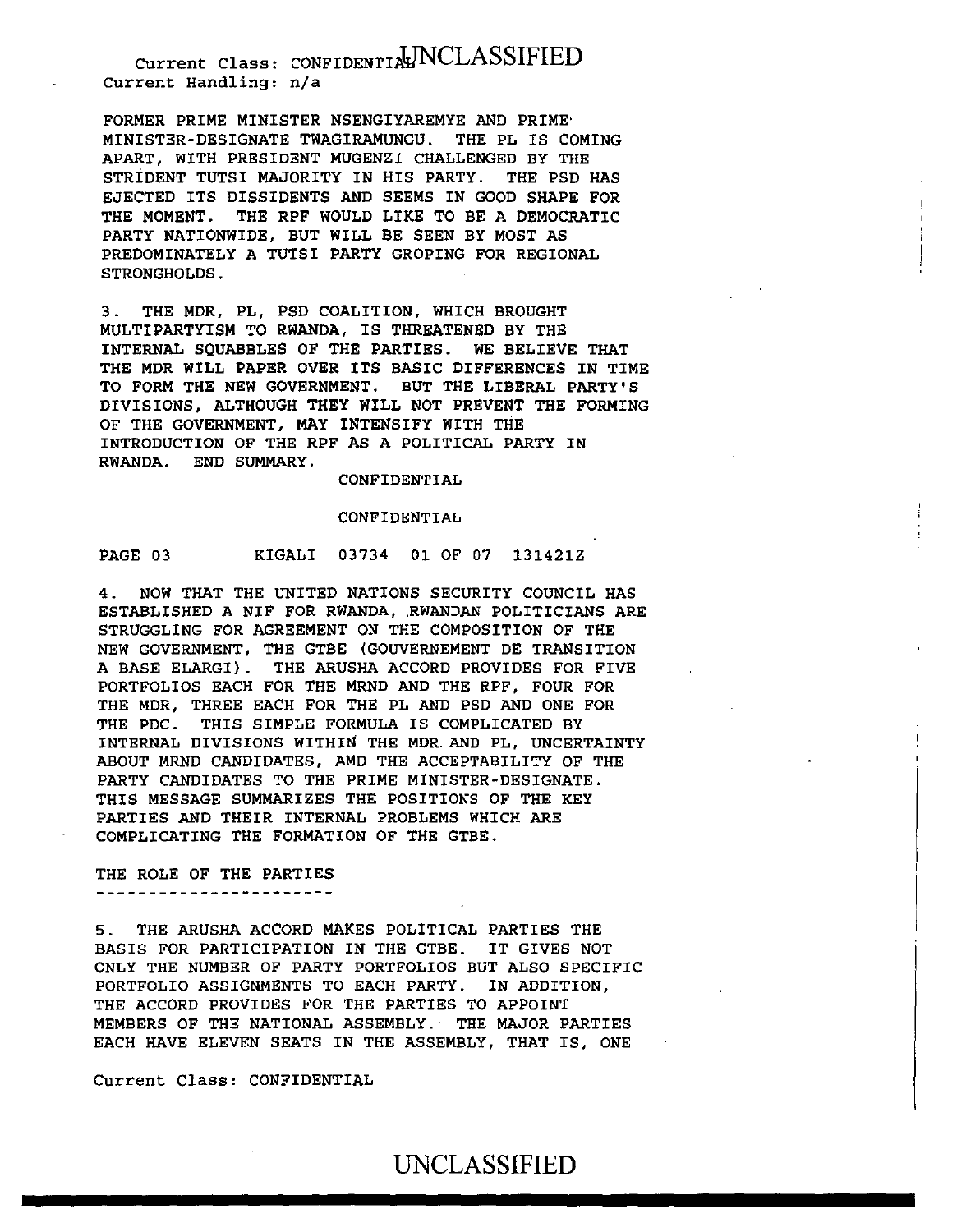FORMER PRIME MINISTER NSENGIYAREMYE AND PRIME MINISTER-DESIGNATE TWAGIRAMUNGU. THE PL IS COMING APART, WITH PRESIDENT MUGENZI CHALLENGED BY THE STRIDENT TUTSI MAJORITY IN HIS PARTY. THE PSD HAS EJECTED ITS DISSIDENTS AND SEEMS IN GOOD SHAPE FOR THE MOMENT. THE RPF WOULD LIKE TO BE A DEMOCRATIC PARTY NATIONWIDE, BUT WILL BE SEEN BY MOST AS PREDOMINATELY A TUTSI PARTY GROPING FOR REGIONAL STRONGHOLDS.

3. THE MDR, PL, PSD COALITION, WHICH BROUGHT MULTIPARTYISM TO RWANDA, IS THREATENED BY THE INTERNAL SQUABBLES OF THE PARTIES. WE BELIEVE THAT THE MDR WILL PAPER OVER ITS BASIC DIFFERENCES IN TIME TO FORM THE NEW GOVERNMENT. BUT THE LIBERAL PARTY'S DIVISIONS, ALTHOUGH THEY WILL NOT PREVENT THE FORMING OF THE GOVERNMENT, MAY INTENSIFY WITH THE INTRODUCTION OF THE RPF AS A POLITICAL PARTY IN RWANDA. END SUMMARY.

CONFIDENTIAL

CONFIDENTIAL

PAGE 03 KIGALI 03734 01 OF 07 131421Z

4. NOW THAT THE UNITED NATIONS SECURITY COUNCIL HAS ESTABLISHED A NIF FOR RWANDA, RWANDAN POLITICIANS ARE STRUGGLING FOR AGREEMENT ON THE COMPOSITION OF THE NEW GOVERNMENT, THE GTBE (GOUVERNEMENT DE TRANSITION A BASE ELARGI). THE ARUSHA ACCORD PROVIDES FOR FIVE PORTFOLIOS EACH FOR THE MRND AND THE RPF, FOUR FOR THE MDR, THREE EACH FOR THE PL AND PSD AND ONE FOR THE PDC. THIS SIMPLE FORMULA IS COMPLICATED BY INTERNAL DIVISIONS WITHIN THE MDR AND PL, UNCERTAINTY ABOUT MRND CANDIDATES, AMD THE ACCEPTABILITY OF THE PARTY CANDIDATES TO THE PRIME MINISTER-DESIGNATE. THIS MESSAGE SUMMARIZES THE POSITIONS OF THE KEY PARTIES AND THEIR INTERNAL PROBLEMS WHICH ARE COMPLICATING THE FORMATION OF THE GTBE.

## THE ROLE OF THE PARTIES

5. THE ARUSHA ACCORD MAKES POLITICAL PARTIES THE BASIS FOR PARTICIPATION IN THE GTBE. IT GIVES NOT ONLY THE NUMBER OF PARTY PORTFOLIOS BUT ALSO SPECIFIC PORTFOLIO ASSIGNMENTS TO EACH PARTY. IN ADDITION, THE ACCORD PROVIDES FOR THE PARTIES TO APPOINT MEMBERS OF THE NATIONAL ASSEMBLY. THE MAJOR PARTIES EACH HAVE ELEVEN SEATS IN THE ASSEMBLY, THAT IS, ONE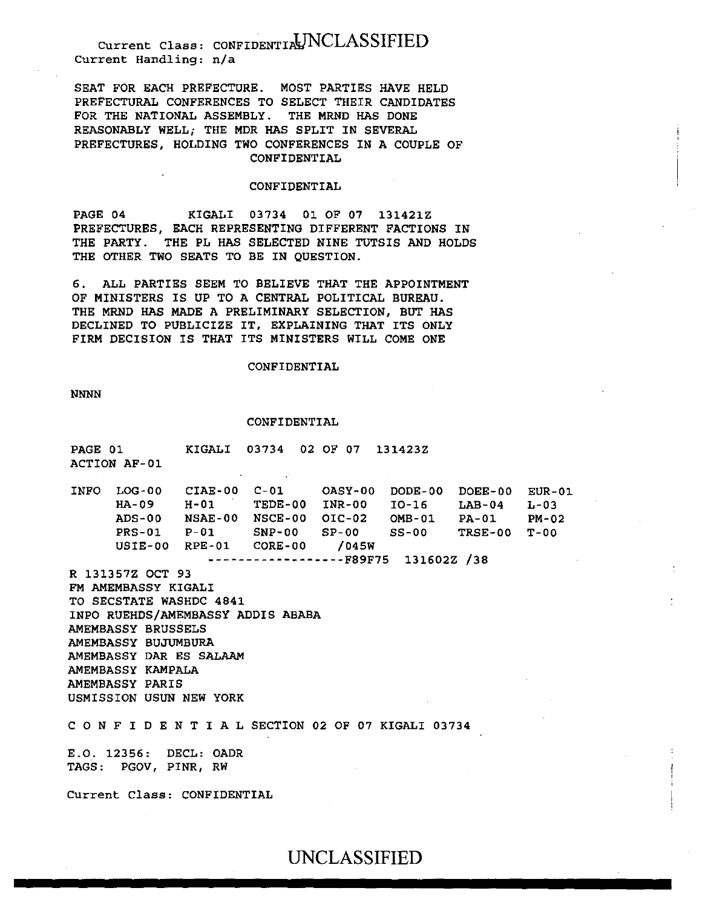Current Class: CONFIDENTIAL
Current Handling: n/a

SEAT FOR EACH PREFECTURE. MOST PARTIES HAVE HELD PREFECTURAL CONFERENCES TO SELECT THEIR CANDIDATES FOR THE NATIONAL ASSEMBLY. THE MRND HAS DONE REASONABLY WELL; THE MDR HAS SPLIT IN SEVERAL PREFECTURES, HOLDING TWO CONFERENCES IN A COUPLE OF

CONFIDENTIAL

CONFIDENTIAL

PAGE 04 KIGALI 03734 01 OF 07 131421Z

PREFECTURES, EACH REPRESENTING DIFFERENT FACTIONS IN THE PARTY. THE PL HAS SELECTED NINE TUTSIS AND HOLDS THE OTHER TWO SEATS TO BE IN QUESTION.

6. ALL PARTIES SEEM TO BELIEVE THAT THE APPOINTMENT OF MINISTERS IS UP TO A CENTRAL POLITICAL BUREAU. THE MRND HAS MADE A PRELIMINARY SELECTION, BUT HAS DECLINED TO PUBLICIZE IT, EXPLAINING THAT ITS ONLY FIRM DECISION IS THAT ITS MINISTERS WILL COME ONE

CONFIDENTIAL

NNNN

CONFIDENTIAL

PAGE 01 KIGALI 03734 02 OF 07 131423Z
ACTION AF-01

```
INFO  LOG-00   CIAE-00  C-01     OASY-00  DODE-00  DOEE-00  EUR-01
      HA-09    H-01     TEDE-00  INR-00   IO-16    LAB-04   L-03
      ADS-00   NSAE-00  NSCE-00  OIC-02   OMB-01   PA-01    PM-02
      PRS-01   P-01     SNP-00   SP-00    SS-00    TRSE-00  T-00
      USIE-00  RPE-01   CORE-00   /045W
                    ------------------F89F75  131602Z /38
```

R 131357Z OCT 93
FM AMEMBASSY KIGALI
TO SECSTATE WASHDC 4841
INPO RUEHDS/AMEMBASSY ADDIS ABABA
AMEMBASSY BRUSSELS
AMEMBASSY BUJUMBURA
AMEMBASSY DAR ES SALAAM
AMEMBASSY KAMPALA
AMEMBASSY PARIS
USMISSION USUN NEW YORK

C O N F I D E N T I A L SECTION 02 OF 07 KIGALI 03734

E.O. 12356: DECL: OADR
TAGS: PGOV, PINR, RW

Current Class: CONFIDENTIAL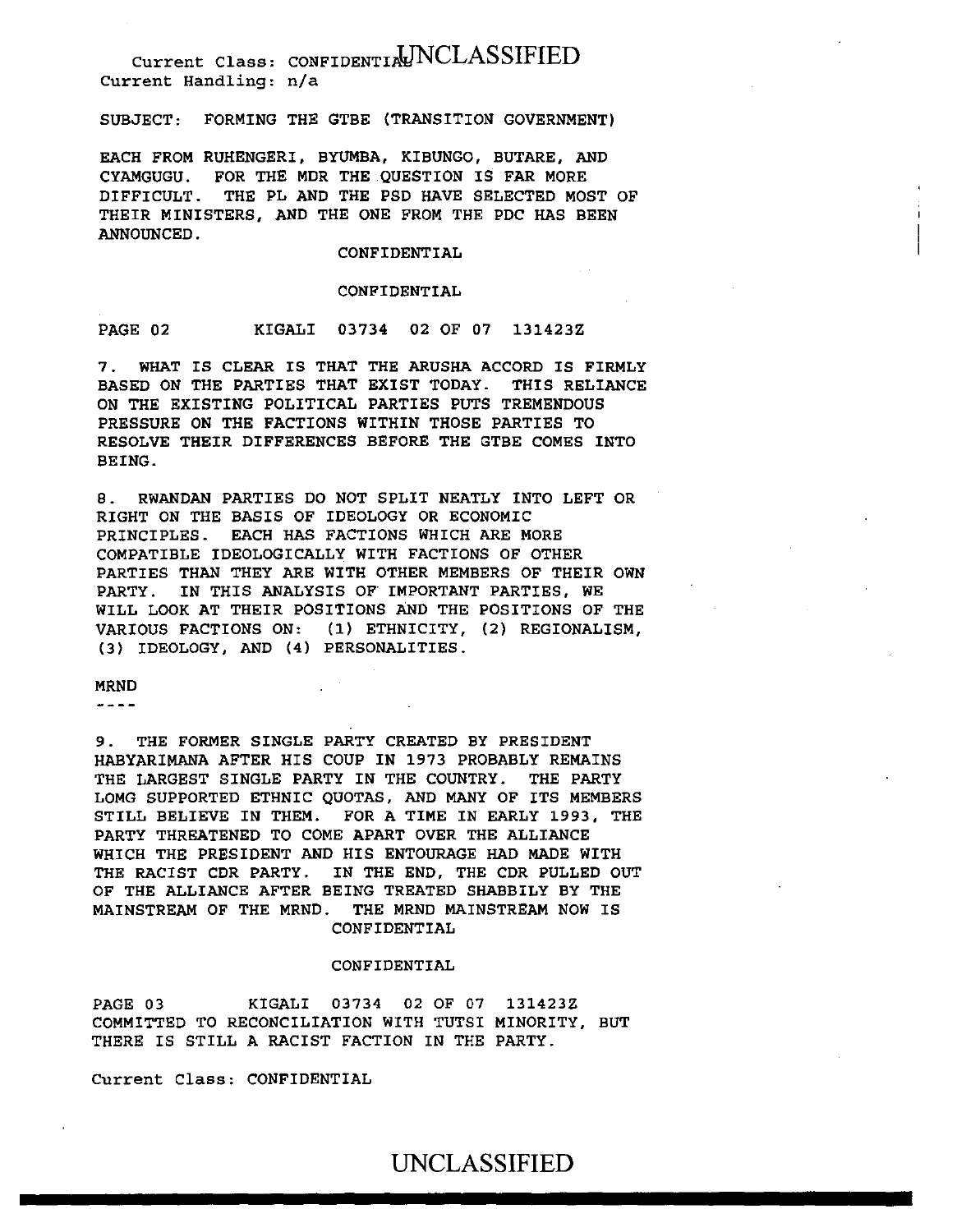Current Class: CONFIDENTIAL
Current Handling: n/a

SUBJECT: FORMING THE GTBE (TRANSITION GOVERNMENT)

EACH FROM RUHENGERI, BYUMBA, KIBUNGO, BUTARE, AND CYAMGUGU. FOR THE MDR THE QUESTION IS FAR MORE DIFFICULT. THE PL AND THE PSD HAVE SELECTED MOST OF THEIR MINISTERS, AND THE ONE FROM THE PDC HAS BEEN ANNOUNCED.

CONFIDENTIAL

CONFIDENTIAL

PAGE 02 KIGALI 03734 02 OF 07 131423Z

7. WHAT IS CLEAR IS THAT THE ARUSHA ACCORD IS FIRMLY BASED ON THE PARTIES THAT EXIST TODAY. THIS RELIANCE ON THE EXISTING POLITICAL PARTIES PUTS TREMENDOUS PRESSURE ON THE FACTIONS WITHIN THOSE PARTIES TO RESOLVE THEIR DIFFERENCES BEFORE THE GTBE COMES INTO BEING.

8. RWANDAN PARTIES DO NOT SPLIT NEATLY INTO LEFT OR RIGHT ON THE BASIS OF IDEOLOGY OR ECONOMIC PRINCIPLES. EACH HAS FACTIONS WHICH ARE MORE COMPATIBLE IDEOLOGICALLY WITH FACTIONS OF OTHER PARTIES THAN THEY ARE WITH OTHER MEMBERS OF THEIR OWN PARTY. IN THIS ANALYSIS OF IMPORTANT PARTIES, WE WILL LOOK AT THEIR POSITIONS AND THE POSITIONS OF THE VARIOUS FACTIONS ON: (1) ETHNICITY, (2) REGIONALISM, (3) IDEOLOGY, AND (4) PERSONALITIES.

MRND
----

9. THE FORMER SINGLE PARTY CREATED BY PRESIDENT HABYARIMANA AFTER HIS COUP IN 1973 PROBABLY REMAINS THE LARGEST SINGLE PARTY IN THE COUNTRY. THE PARTY LOMG SUPPORTED ETHNIC QUOTAS, AND MANY OF ITS MEMBERS STILL BELIEVE IN THEM. FOR A TIME IN EARLY 1993, THE PARTY THREATENED TO COME APART OVER THE ALLIANCE WHICH THE PRESIDENT AND HIS ENTOURAGE HAD MADE WITH THE RACIST CDR PARTY. IN THE END, THE CDR PULLED OUT OF THE ALLIANCE AFTER BEING TREATED SHABBILY BY THE MAINSTREAM OF THE MRND. THE MRND MAINSTREAM NOW IS

CONFIDENTIAL

CONFIDENTIAL

PAGE 03 KIGALI 03734 02 OF 07 131423Z

COMMITTED TO RECONCILIATION WITH TUTSI MINORITY, BUT THERE IS STILL A RACIST FACTION IN THE PARTY.

Current Class: CONFIDENTIAL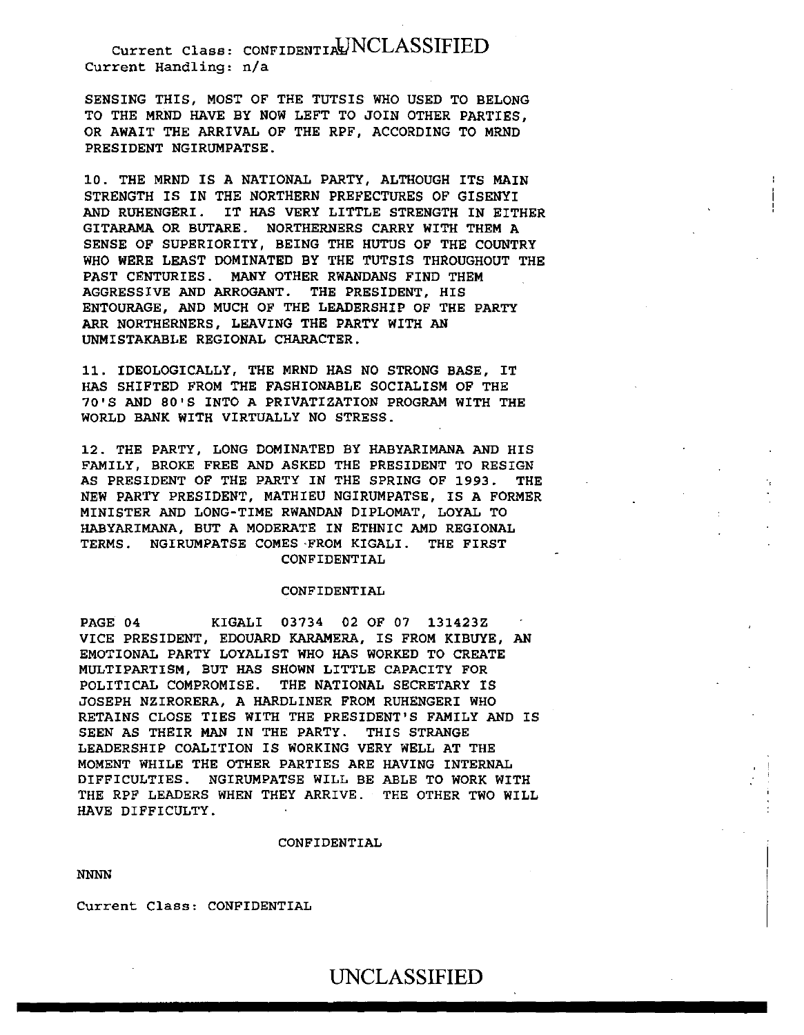SENSING THIS, MOST OF THE TUTSIS WHO USED TO BELONG TO THE MRND HAVE BY NOW LEFT TO JOIN OTHER PARTIES, OR AWAIT THE ARRIVAL OF THE RPF, ACCORDING TO MRND PRESIDENT NGIRUMPATSE.

10. THE MRND IS A NATIONAL PARTY, ALTHOUGH ITS MAIN STRENGTH IS IN THE NORTHERN PREFECTURES OF GISENYI AND RUHENGERI. IT HAS VERY LITTLE STRENGTH IN EITHER GITARAMA OR BUTARE. NORTHERNERS CARRY WITH THEM A SENSE OF SUPERIORITY, BEING THE HUTUS OF THE COUNTRY WHO WERE LEAST DOMINATED BY THE TUTSIS THROUGHOUT THE PAST CENTURIES. MANY OTHER RWANDANS FIND THEM AGGRESSIVE AND ARROGANT. THE PRESIDENT, HIS ENTOURAGE, AND MUCH OF THE LEADERSHIP OF THE PARTY ARR NORTHERNERS, LEAVING THE PARTY WITH AN UNMISTAKABLE REGIONAL CHARACTER.

11. IDEOLOGICALLY, THE MRND HAS NO STRONG BASE, IT HAS SHIFTED FROM THE FASHIONABLE SOCIALISM OF THE 70'S AND 80'S INTO A PRIVATIZATION PROGRAM WITH THE WORLD BANK WITH VIRTUALLY NO STRESS.

12. THE PARTY, LONG DOMINATED BY HABYARIMANA AND HIS FAMILY, BROKE FREE AND ASKED THE PRESIDENT TO RESIGN AS PRESIDENT OF THE PARTY IN THE SPRING OF 1993. THE NEW PARTY PRESIDENT, MATHIEU NGIRUMPATSE, IS A FORMER MINISTER AND LONG-TIME RWANDAN DIPLOMAT, LOYAL TO HABYARIMANA, BUT A MODERATE IN ETHNIC AMD REGIONAL TERMS. NGIRUMPATSE COMES FROM KIGALI. THE FIRST

CONFIDENTIAL

CONFIDENTIAL

PAGE 04 KIGALI 03734 02 OF 07 131423Z

VICE PRESIDENT, EDOUARD KARAMERA, IS FROM KIBUYE, AN EMOTIONAL PARTY LOYALIST WHO HAS WORKED TO CREATE MULTIPARTISM, BUT HAS SHOWN LITTLE CAPACITY FOR POLITICAL COMPROMISE. THE NATIONAL SECRETARY IS JOSEPH NZIRORERA, A HARDLINER FROM RUHENGERI WHO RETAINS CLOSE TIES WITH THE PRESIDENT'S FAMILY AND IS SEEN AS THEIR MAN IN THE PARTY. THIS STRANGE LEADERSHIP COALITION IS WORKING VERY WELL AT THE MOMENT WHILE THE OTHER PARTIES ARE HAVING INTERNAL DIFFICULTIES. NGIRUMPATSE WILL BE ABLE TO WORK WITH THE RPF LEADERS WHEN THEY ARRIVE. THE OTHER TWO WILL HAVE DIFFICULTY.

CONFIDENTIAL

NNNN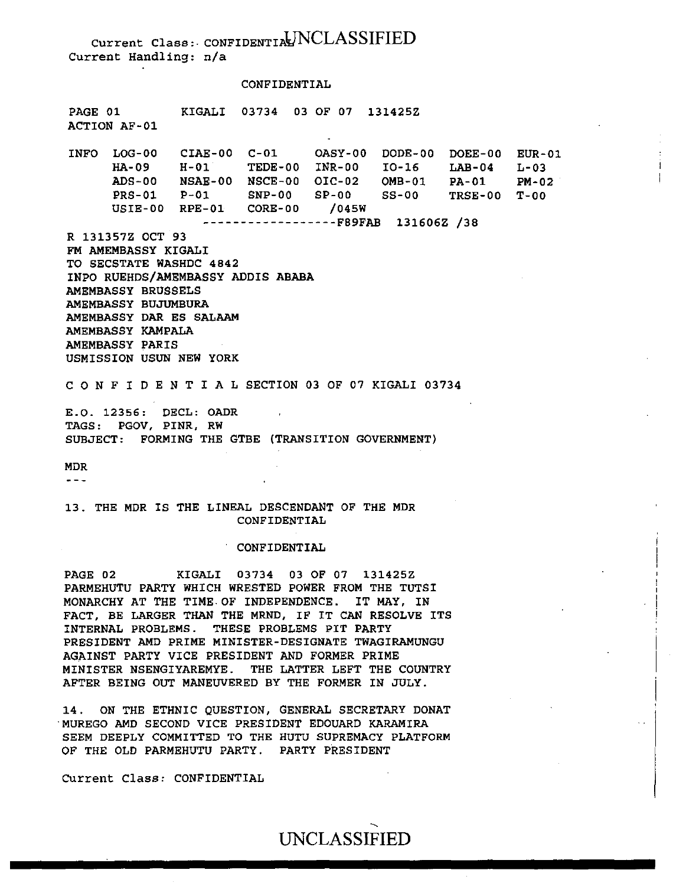Current Class: CONFIDENTIAL UNCLASSIFIED
Current Handling: n/a

CONFIDENTIAL

PAGE 01 KIGALI 03734 03 OF 07 131425Z
ACTION AF-01

```
INFO  LOG-00   CIAE-00  C-01     OASY-00  DODE-00  DOEE-00  EUR-01
      HA-09    H-01     TEDE-00  INR-00   IO-16    LAB-04   L-03
      ADS-00   NSAE-00  NSCE-00  OIC-02   OMB-01   PA-01    PM-02
      PRS-01   P-01     SNP-00   SP-00    SS-00    TRSE-00  T-00
      USIE-00  RPE-01   CORE-00   /045W
                    ------------------F89FAB  131606Z /38
```

R 131357Z OCT 93
FM AMEMBASSY KIGALI
TO SECSTATE WASHDC 4842
INFO RUEHDS/AMEMBASSY ADDIS ABABA
AMEMBASSY BRUSSELS
AMEMBASSY BUJUMBURA
AMEMBASSY DAR ES SALAAM
AMEMBASSY KAMPALA
AMEMBASSY PARIS
USMISSION USUN NEW YORK

C O N F I D E N T I A L SECTION 03 OF 07 KIGALI 03734

E.O. 12356: DECL: OADR
TAGS: PGOV, PINR, RW
SUBJECT: FORMING THE GTBE (TRANSITION GOVERNMENT)

MDR
---

13. THE MDR IS THE LINEAL DESCENDANT OF THE MDR PARMEHUTU PARTY WHICH WRESTED POWER FROM THE TUTSI MONARCHY AT THE TIME OF INDEPENDENCE. IT MAY, IN FACT, BE LARGER THAN THE MRND, IF IT CAN RESOLVE ITS INTERNAL PROBLEMS. THESE PROBLEMS PIT PARTY PRESIDENT AMD PRIME MINISTER-DESIGNATE TWAGIRAMUNGU AGAINST PARTY VICE PRESIDENT AND FORMER PRIME MINISTER NSENGIYAREMYE. THE LATTER LEFT THE COUNTRY AFTER BEING OUT MANEUVERED BY THE FORMER IN JULY.

14. ON THE ETHNIC QUESTION, GENERAL SECRETARY DONAT MUREGO AMD SECOND VICE PRESIDENT EDOUARD KARAMIRA SEEM DEEPLY COMMITTED TO THE HUTU SUPREMACY PLATFORM OF THE OLD PARMEHUTU PARTY. PARTY PRESIDENT

Current Class: CONFIDENTIAL

UNCLASSIFIED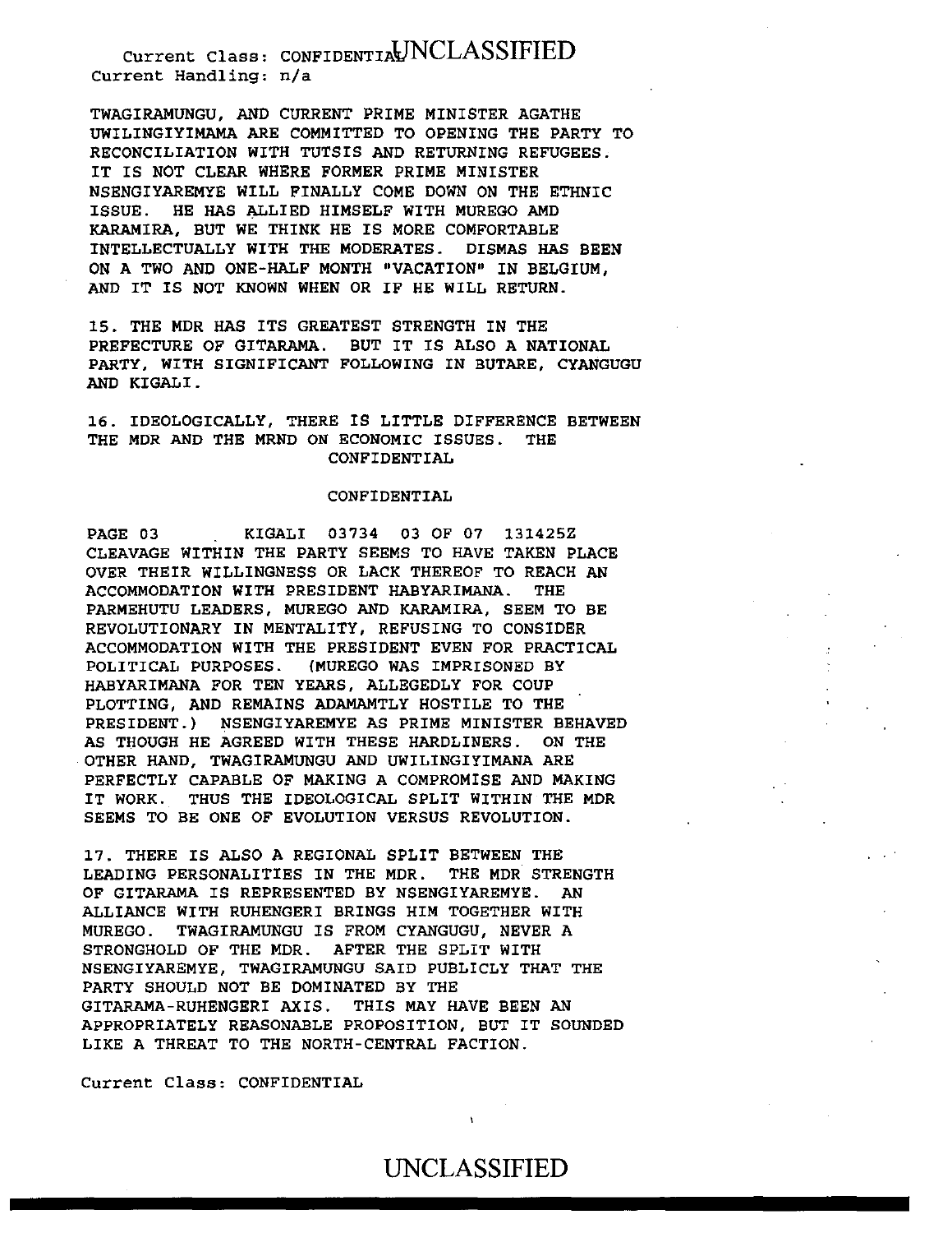TWAGIRAMUNGU, AND CURRENT PRIME MINISTER AGATHE UWILINGIYIMAMA ARE COMMITTED TO OPENING THE PARTY TO RECONCILIATION WITH TUTSIS AND RETURNING REFUGEES. IT IS NOT CLEAR WHERE FORMER PRIME MINISTER NSENGIYAREMYE WILL FINALLY COME DOWN ON THE ETHNIC ISSUE. HE HAS ALLIED HIMSELF WITH MUREGO AMD KARAMIRA, BUT WE THINK HE IS MORE COMFORTABLE INTELLECTUALLY WITH THE MODERATES. DISMAS HAS BEEN ON A TWO AND ONE-HALF MONTH "VACATION" IN BELGIUM, AND IT IS NOT KNOWN WHEN OR IF HE WILL RETURN.

15. THE MDR HAS ITS GREATEST STRENGTH IN THE PREFECTURE OF GITARAMA. BUT IT IS ALSO A NATIONAL PARTY, WITH SIGNIFICANT FOLLOWING IN BUTARE, CYANGUGU AND KIGALI.

16. IDEOLOGICALLY, THERE IS LITTLE DIFFERENCE BETWEEN THE MDR AND THE MRND ON ECONOMIC ISSUES. THE

CONFIDENTIAL

CONFIDENTIAL

PAGE 03 KIGALI 03734 03 OF 07 131425Z

CLEAVAGE WITHIN THE PARTY SEEMS TO HAVE TAKEN PLACE OVER THEIR WILLINGNESS OR LACK THEREOF TO REACH AN ACCOMMODATION WITH PRESIDENT HABYARIMANA. THE PARMEHUTU LEADERS, MUREGO AND KARAMIRA, SEEM TO BE REVOLUTIONARY IN MENTALITY, REFUSING TO CONSIDER ACCOMMODATION WITH THE PRESIDENT EVEN FOR PRACTICAL POLITICAL PURPOSES. (MUREGO WAS IMPRISONED BY HABYARIMANA FOR TEN YEARS, ALLEGEDLY FOR COUP PLOTTING, AND REMAINS ADAMAMTLY HOSTILE TO THE PRESIDENT.) NSENGIYAREMYE AS PRIME MINISTER BEHAVED AS THOUGH HE AGREED WITH THESE HARDLINERS. ON THE OTHER HAND, TWAGIRAMUNGU AND UWILINGIYIMANA ARE PERFECTLY CAPABLE OF MAKING A COMPROMISE AND MAKING IT WORK. THUS THE IDEOLOGICAL SPLIT WITHIN THE MDR SEEMS TO BE ONE OF EVOLUTION VERSUS REVOLUTION.

17. THERE IS ALSO A REGIONAL SPLIT BETWEEN THE LEADING PERSONALITIES IN THE MDR. THE MDR STRENGTH OF GITARAMA IS REPRESENTED BY NSENGIYAREMYE. AN ALLIANCE WITH RUHENGERI BRINGS HIM TOGETHER WITH MUREGO. TWAGIRAMUNGU IS FROM CYANGUGU, NEVER A STRONGHOLD OF THE MDR. AFTER THE SPLIT WITH NSENGIYAREMYE, TWAGIRAMUNGU SAID PUBLICLY THAT THE PARTY SHOULD NOT BE DOMINATED BY THE GITARAMA-RUHENGERI AXIS. THIS MAY HAVE BEEN AN APPROPRIATELY REASONABLE PROPOSITION, BUT IT SOUNDED LIKE A THREAT TO THE NORTH-CENTRAL FACTION.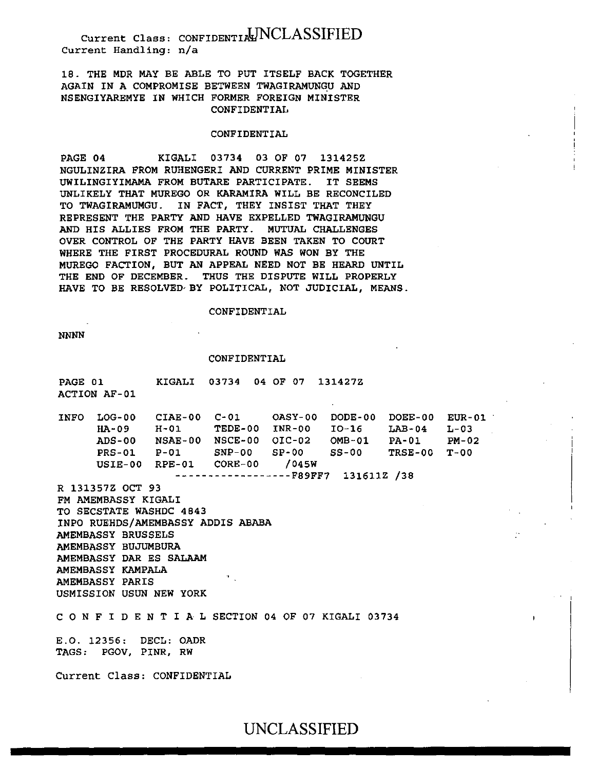Current Class: CONFIDENTIAL
Current Handling: n/a

18. THE MDR MAY BE ABLE TO PUT ITSELF BACK TOGETHER AGAIN IN A COMPROMISE BETWEEN TWAGIRAMUNGU AND NSENGIYAREMYE IN WHICH FORMER FOREIGN MINISTER

CONFIDENTIAL

CONFIDENTIAL

PAGE 04 KIGALI 03734 03 OF 07 131425Z

NGULINZIRA FROM RUHENGERI AND CURRENT PRIME MINISTER UWILINGIYIMAMA FROM BUTARE PARTICIPATE. IT SEEMS UNLIKELY THAT MUREGO OR KARAMIRA WILL BE RECONCILED TO TWAGIRAMUMGU. IN FACT, THEY INSIST THAT THEY REPRESENT THE PARTY AND HAVE EXPELLED TWAGIRAMUNGU AND HIS ALLIES FROM THE PARTY. MUTUAL CHALLENGES OVER CONTROL OF THE PARTY HAVE BEEN TAKEN TO COURT WHERE THE FIRST PROCEDURAL ROUND WAS WON BY THE MUREGO FACTION, BUT AN APPEAL NEED NOT BE HEARD UNTIL THE END OF DECEMBER. THUS THE DISPUTE WILL PROPERLY HAVE TO BE RESOLVED BY POLITICAL, NOT JUDICIAL, MEANS.

CONFIDENTIAL

NNNN

CONFIDENTIAL

PAGE 01 KIGALI 03734 04 OF 07 131427Z
ACTION AF-01

| INFO | LOG-00 | CIAE-00 | C-01 | OASY-00 | DODE-00 | DOEE-00 | EUR-01 |
|---|---|---|---|---|---|---|---|
| | HA-09 | H-01 | TEDE-00 | INR-00 | IO-16 | LAB-04 | L-03 |
| | ADS-00 | NSAE-00 | NSCE-00 | OIC-02 | OMB-01 | PA-01 | PM-02 |
| | PRS-01 | P-01 | SNP-00 | SP-00 | SS-00 | TRSE-00 | T-00 |
| | USIE-00 | RPE-01 | CORE-00 | /045W | | | |

------------------F89FF7 131611Z /38

R 131357Z OCT 93
FM AMEMBASSY KIGALI
TO SECSTATE WASHDC 4843
INFO RUEHDS/AMEMBASSY ADDIS ABABA
AMEMBASSY BRUSSELS
AMEMBASSY BUJUMBURA
AMEMBASSY DAR ES SALAAM
AMEMBASSY KAMPALA
AMEMBASSY PARIS
USMISSION USUN NEW YORK

C O N F I D E N T I A L SECTION 04 OF 07 KIGALI 03734

E.O. 12356: DECL: OADR
TAGS: PGOV, PINR, RW

Current Class: CONFIDENTIAL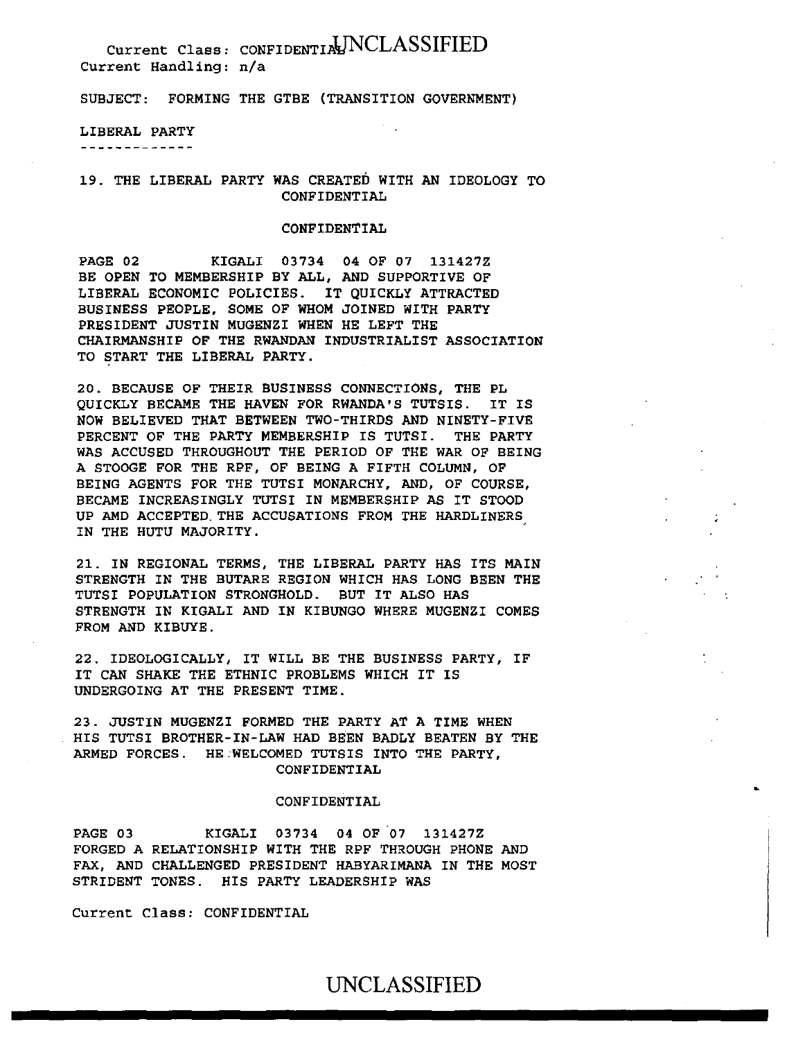SUBJECT: FORMING THE GTBE (TRANSITION GOVERNMENT)

LIBERAL PARTY

-------------

19. THE LIBERAL PARTY WAS CREATED WITH AN IDEOLOGY TO BE OPEN TO MEMBERSHIP BY ALL, AND SUPPORTIVE OF LIBERAL ECONOMIC POLICIES. IT QUICKLY ATTRACTED BUSINESS PEOPLE, SOME OF WHOM JOINED WITH PARTY PRESIDENT JUSTIN MUGENZI WHEN HE LEFT THE CHAIRMANSHIP OF THE RWANDAN INDUSTRIALIST ASSOCIATION TO START THE LIBERAL PARTY.

20. BECAUSE OF THEIR BUSINESS CONNECTIONS, THE PL QUICKLY BECAME THE HAVEN FOR RWANDA'S TUTSIS. IT IS NOW BELIEVED THAT BETWEEN TWO-THIRDS AND NINETY-FIVE PERCENT OF THE PARTY MEMBERSHIP IS TUTSI. THE PARTY WAS ACCUSED THROUGHOUT THE PERIOD OF THE WAR OF BEING A STOOGE FOR THE RPF, OF BEING A FIFTH COLUMN, OF BEING AGENTS FOR THE TUTSI MONARCHY, AND, OF COURSE, BECAME INCREASINGLY TUTSI IN MEMBERSHIP AS IT STOOD UP AMD ACCEPTED THE ACCUSATIONS FROM THE HARDLINERS IN THE HUTU MAJORITY.

21. IN REGIONAL TERMS, THE LIBERAL PARTY HAS ITS MAIN STRENGTH IN THE BUTARE REGION WHICH HAS LONG BEEN THE TUTSI POPULATION STRONGHOLD. BUT IT ALSO HAS STRENGTH IN KIGALI AND IN KIBUNGO WHERE MUGENZI COMES FROM AND KIBUYE.

22. IDEOLOGICALLY, IT WILL BE THE BUSINESS PARTY, IF IT CAN SHAKE THE ETHNIC PROBLEMS WHICH IT IS UNDERGOING AT THE PRESENT TIME.

23. JUSTIN MUGENZI FORMED THE PARTY AT A TIME WHEN HIS TUTSI BROTHER-IN-LAW HAD BEEN BADLY BEATEN BY THE ARMED FORCES. HE WELCOMED TUTSIS INTO THE PARTY, FORGED A RELATIONSHIP WITH THE RPF THROUGH PHONE AND FAX, AND CHALLENGED PRESIDENT HABYARIMANA IN THE MOST STRIDENT TONES. HIS PARTY LEADERSHIP WAS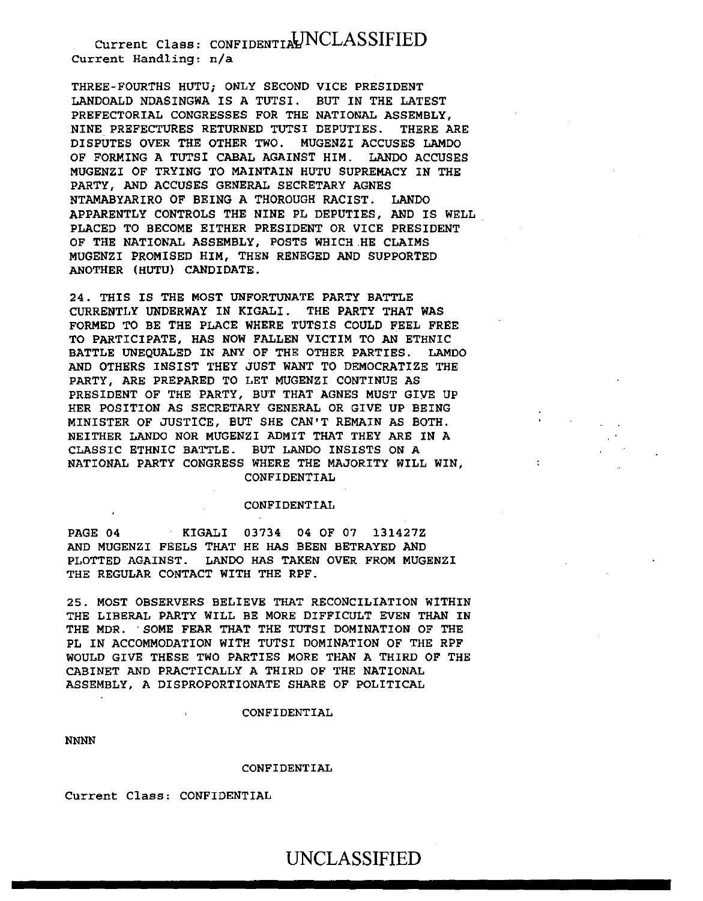THREE-FOURTHS HUTU; ONLY SECOND VICE PRESIDENT LANDOALD NDASINGWA IS A TUTSI. BUT IN THE LATEST PREFECTORIAL CONGRESSES FOR THE NATIONAL ASSEMBLY, NINE PREFECTURES RETURNED TUTSI DEPUTIES. THERE ARE DISPUTES OVER THE OTHER TWO. MUGENZI ACCUSES LAMDO OF FORMING A TUTSI CABAL AGAINST HIM. LANDO ACCUSES MUGENZI OF TRYING TO MAINTAIN HUTU SUPREMACY IN THE PARTY, AND ACCUSES GENERAL SECRETARY AGNES NTAMABYARIRO OF BEING A THOROUGH RACIST. LANDO APPARENTLY CONTROLS THE NINE PL DEPUTIES, AND IS WELL PLACED TO BECOME EITHER PRESIDENT OR VICE PRESIDENT OF THE NATIONAL ASSEMBLY, POSTS WHICH HE CLAIMS MUGENZI PROMISED HIM, THEN RENEGED AND SUPPORTED ANOTHER (HUTU) CANDIDATE.

24. THIS IS THE MOST UNFORTUNATE PARTY BATTLE CURRENTLY UNDERWAY IN KIGALI. THE PARTY THAT WAS FORMED TO BE THE PLACE WHERE TUTSIS COULD FEEL FREE TO PARTICIPATE, HAS NOW FALLEN VICTIM TO AN ETHNIC BATTLE UNEQUALED IN ANY OF THE OTHER PARTIES. LAMDO AND OTHERS INSIST THEY JUST WANT TO DEMOCRATIZE THE PARTY, ARE PREPARED TO LET MUGENZI CONTINUE AS PRESIDENT OF THE PARTY, BUT THAT AGNES MUST GIVE UP HER POSITION AS SECRETARY GENERAL OR GIVE UP BEING MINISTER OF JUSTICE, BUT SHE CAN'T REMAIN AS BOTH. NEITHER LANDO NOR MUGENZI ADMIT THAT THEY ARE IN A CLASSIC ETHNIC BATTLE. BUT LANDO INSISTS ON A NATIONAL PARTY CONGRESS WHERE THE MAJORITY WILL WIN,

CONFIDENTIAL

CONFIDENTIAL

PAGE 04 KIGALI 03734 04 OF 07 131427Z

AND MUGENZI FEELS THAT HE HAS BEEN BETRAYED AND PLOTTED AGAINST. LANDO HAS TAKEN OVER FROM MUGENZI THE REGULAR CONTACT WITH THE RPF.

25. MOST OBSERVERS BELIEVE THAT RECONCILIATION WITHIN THE LIBERAL PARTY WILL BE MORE DIFFICULT EVEN THAN IN THE MDR. SOME FEAR THAT THE TUTSI DOMINATION OF THE PL IN ACCOMMODATION WITH TUTSI DOMINATION OF THE RPF WOULD GIVE THESE TWO PARTIES MORE THAN A THIRD OF THE CABINET AND PRACTICALLY A THIRD OF THE NATIONAL ASSEMBLY, A DISPROPORTIONATE SHARE OF POLITICAL

CONFIDENTIAL

NNNN

CONFIDENTIAL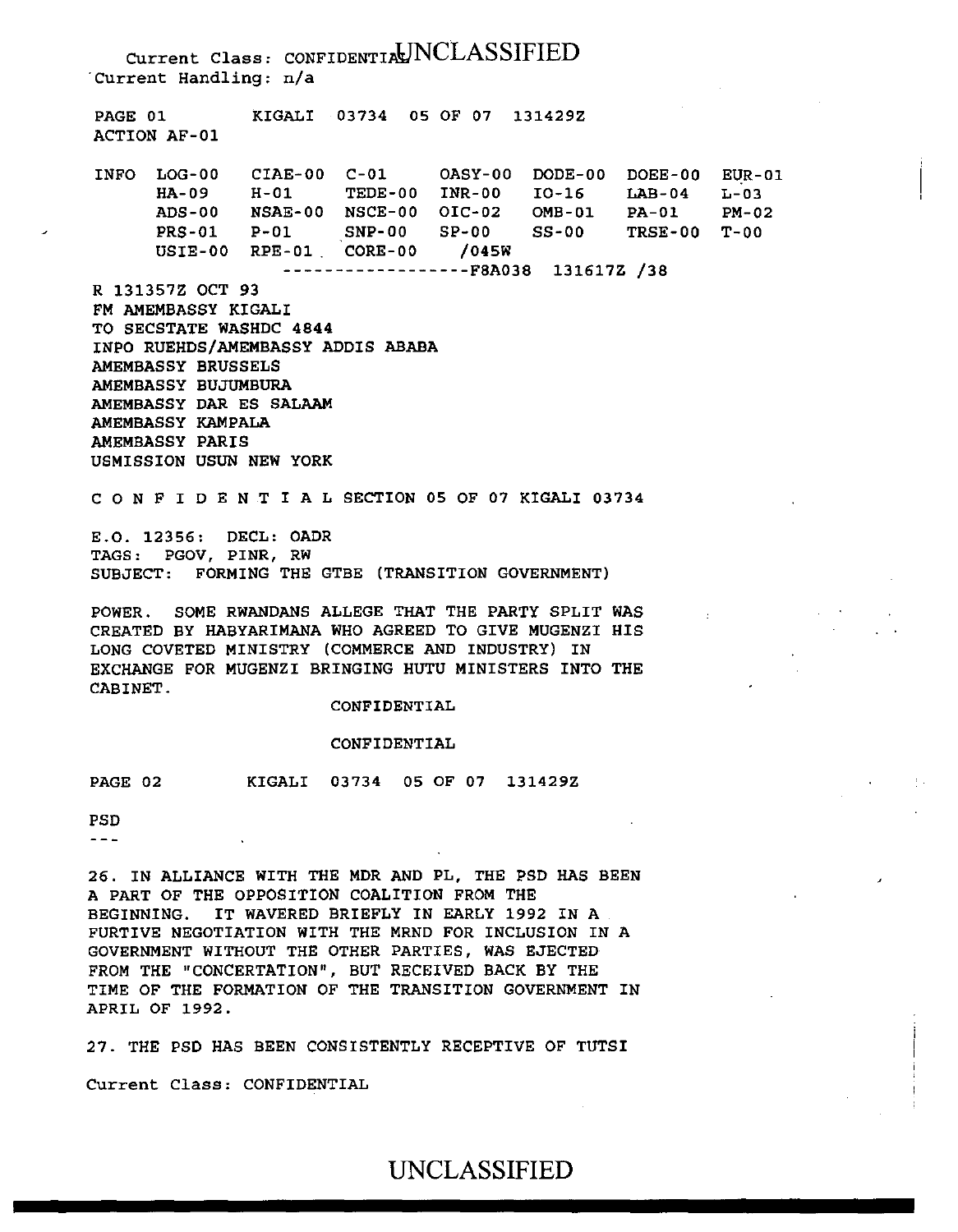Current Class: CONFIDENTIAL UNCLASSIFIED
Current Handling: n/a

PAGE 01 KIGALI 03734 05 OF 07 131429Z
ACTION AF-01

```
INFO  LOG-00   CIAE-00  C-01     OASY-00  DODE-00  DOEE-00  EUR-01
      HA-09    H-01     TEDE-00  INR-00   IO-16    LAB-04   L-03
      ADS-00   NSAE-00  NSCE-00  OIC-02   OMB-01   PA-01    PM-02
      PRS-01   P-01     SNP-00   SP-00    SS-00    TRSE-00  T-00
      USIE-00  RPE-01   CORE-00  /045W
                   ------------------F8A038  131617Z /38
```

R 131357Z OCT 93
FM AMEMBASSY KIGALI
TO SECSTATE WASHDC 4844
INFO RUEHDS/AMEMBASSY ADDIS ABABA
AMEMBASSY BRUSSELS
AMEMBASSY BUJUMBURA
AMEMBASSY DAR ES SALAAM
AMEMBASSY KAMPALA
AMEMBASSY PARIS
USMISSION USUN NEW YORK

C O N F I D E N T I A L SECTION 05 OF 07 KIGALI 03734

E.O. 12356: DECL: OADR
TAGS: PGOV, PINR, RW
SUBJECT: FORMING THE GTBE (TRANSITION GOVERNMENT)

POWER. SOME RWANDANS ALLEGE THAT THE PARTY SPLIT WAS CREATED BY HABYARIMANA WHO AGREED TO GIVE MUGENZI HIS LONG COVETED MINISTRY (COMMERCE AND INDUSTRY) IN EXCHANGE FOR MUGENZI BRINGING HUTU MINISTERS INTO THE CABINET.

CONFIDENTIAL

CONFIDENTIAL

PAGE 02 KIGALI 03734 05 OF 07 131429Z

PSD
---

26. IN ALLIANCE WITH THE MDR AND PL, THE PSD HAS BEEN A PART OF THE OPPOSITION COALITION FROM THE BEGINNING. IT WAVERED BRIEFLY IN EARLY 1992 IN A FURTIVE NEGOTIATION WITH THE MRND FOR INCLUSION IN A GOVERNMENT WITHOUT THE OTHER PARTIES, WAS EJECTED FROM THE "CONCERTATION", BUT RECEIVED BACK BY THE TIME OF THE FORMATION OF THE TRANSITION GOVERNMENT IN APRIL OF 1992.

27. THE PSD HAS BEEN CONSISTENTLY RECEPTIVE OF TUTSI

Current Class: CONFIDENTIAL

UNCLASSIFIED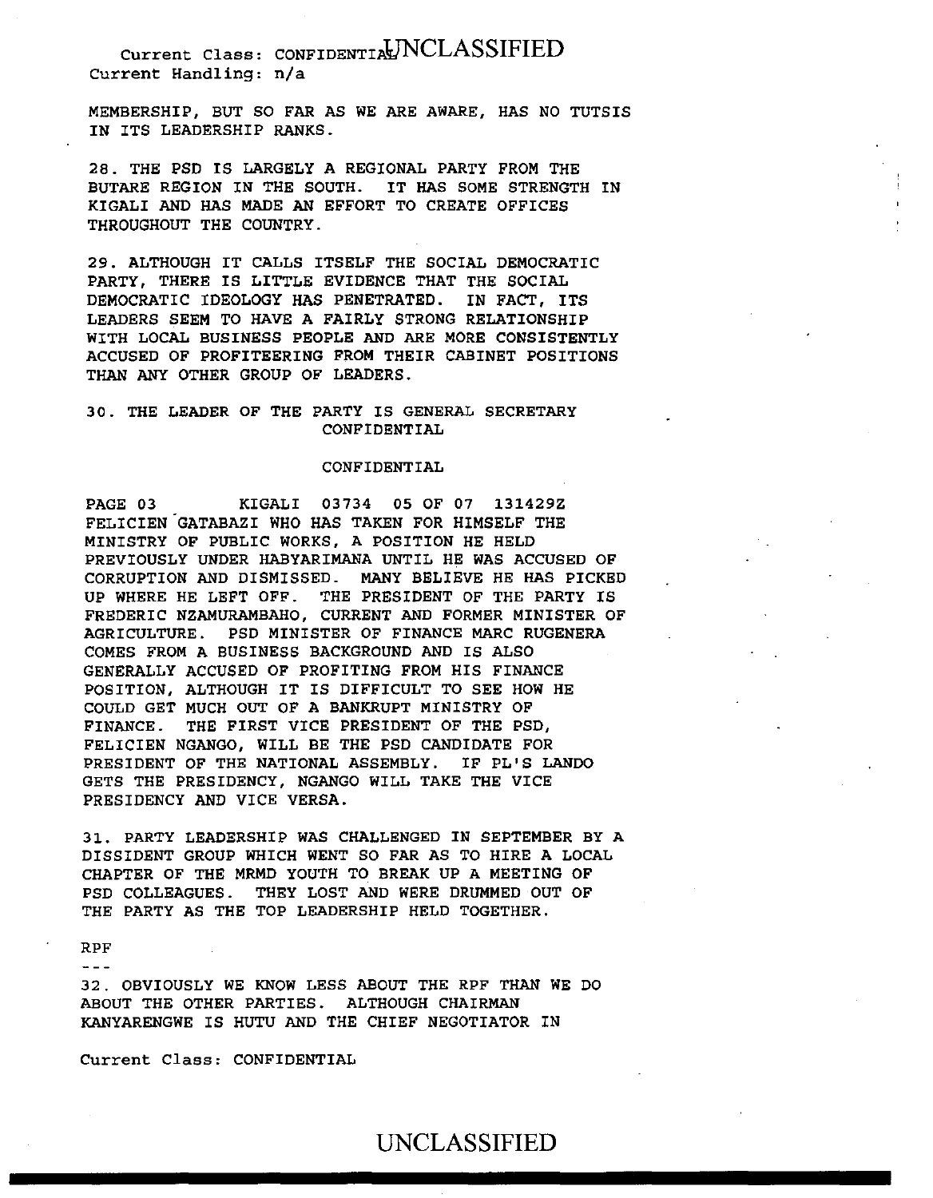MEMBERSHIP, BUT SO FAR AS WE ARE AWARE, HAS NO TUTSIS IN ITS LEADERSHIP RANKS.

28. THE PSD IS LARGELY A REGIONAL PARTY FROM THE BUTARE REGION IN THE SOUTH. IT HAS SOME STRENGTH IN KIGALI AND HAS MADE AN EFFORT TO CREATE OFFICES THROUGHOUT THE COUNTRY.

29. ALTHOUGH IT CALLS ITSELF THE SOCIAL DEMOCRATIC PARTY, THERE IS LITTLE EVIDENCE THAT THE SOCIAL DEMOCRATIC IDEOLOGY HAS PENETRATED. IN FACT, ITS LEADERS SEEM TO HAVE A FAIRLY STRONG RELATIONSHIP WITH LOCAL BUSINESS PEOPLE AND ARE MORE CONSISTENTLY ACCUSED OF PROFITEERING FROM THEIR CABINET POSITIONS THAN ANY OTHER GROUP OF LEADERS.

30. THE LEADER OF THE PARTY IS GENERAL SECRETARY

CONFIDENTIAL

CONFIDENTIAL

PAGE 03 KIGALI 03734 05 OF 07 131429Z

FELICIEN GATABAZI WHO HAS TAKEN FOR HIMSELF THE MINISTRY OF PUBLIC WORKS, A POSITION HE HELD PREVIOUSLY UNDER HABYARIMANA UNTIL HE WAS ACCUSED OF CORRUPTION AND DISMISSED. MANY BELIEVE HE HAS PICKED UP WHERE HE LEFT OFF. THE PRESIDENT OF THE PARTY IS FREDERIC NZAMURAMBAHO, CURRENT AND FORMER MINISTER OF AGRICULTURE. PSD MINISTER OF FINANCE MARC RUGENERA COMES FROM A BUSINESS BACKGROUND AND IS ALSO GENERALLY ACCUSED OF PROFITING FROM HIS FINANCE POSITION, ALTHOUGH IT IS DIFFICULT TO SEE HOW HE COULD GET MUCH OUT OF A BANKRUPT MINISTRY OF FINANCE. THE FIRST VICE PRESIDENT OF THE PSD, FELICIEN NGANGO, WILL BE THE PSD CANDIDATE FOR PRESIDENT OF THE NATIONAL ASSEMBLY. IF PL'S LANDO GETS THE PRESIDENCY, NGANGO WILL TAKE THE VICE PRESIDENCY AND VICE VERSA.

31. PARTY LEADERSHIP WAS CHALLENGED IN SEPTEMBER BY A DISSIDENT GROUP WHICH WENT SO FAR AS TO HIRE A LOCAL CHAPTER OF THE MRMD YOUTH TO BREAK UP A MEETING OF PSD COLLEAGUES. THEY LOST AND WERE DRUMMED OUT OF THE PARTY AS THE TOP LEADERSHIP HELD TOGETHER.

RPF
---

32. OBVIOUSLY WE KNOW LESS ABOUT THE RPF THAN WE DO ABOUT THE OTHER PARTIES. ALTHOUGH CHAIRMAN KANYARENGWE IS HUTU AND THE CHIEF NEGOTIATOR IN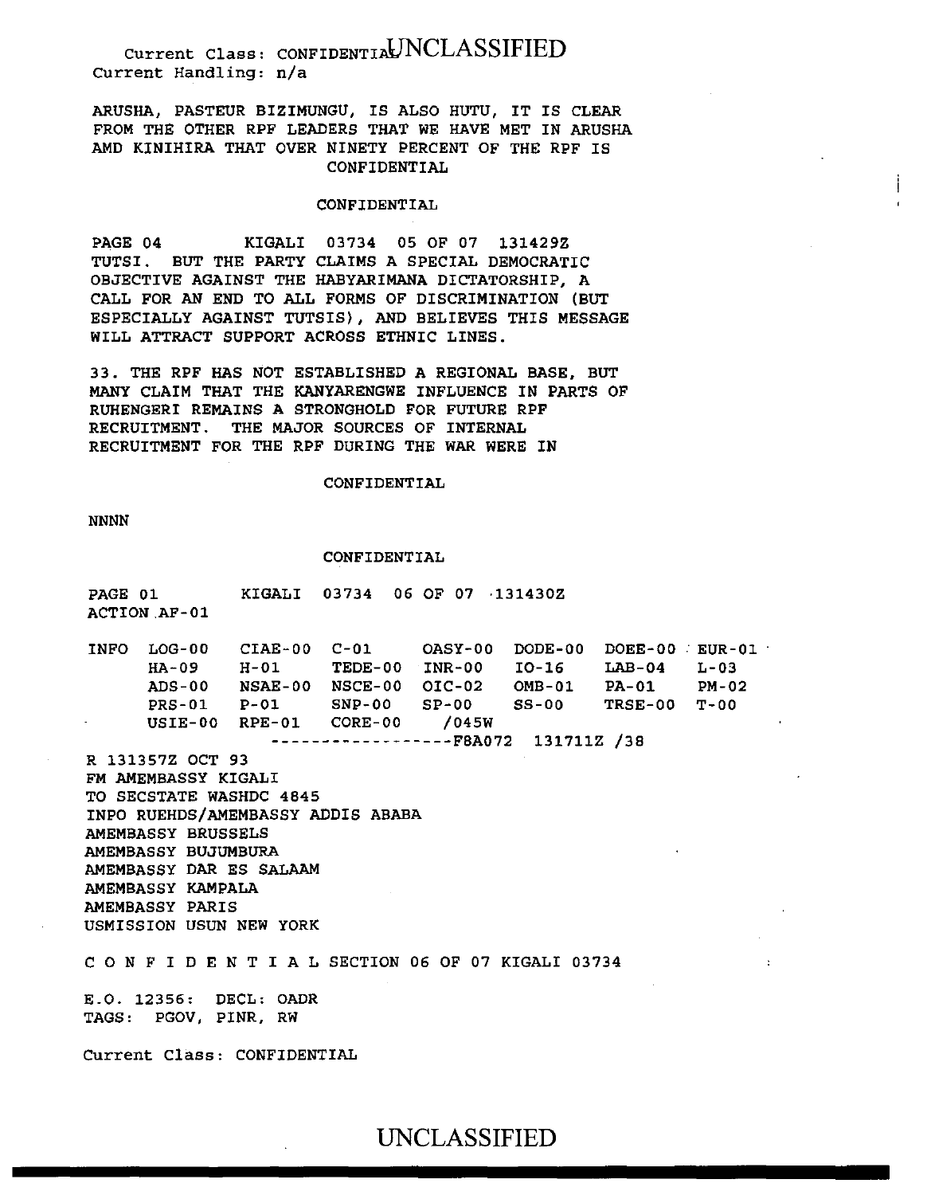Current Class: CONFIDENTIAL
Current Handling: n/a

ARUSHA, PASTEUR BIZIMUNGU, IS ALSO HUTU, IT IS CLEAR FROM THE OTHER RPF LEADERS THAT WE HAVE MET IN ARUSHA AMD KINIHIRA THAT OVER NINETY PERCENT OF THE RPF IS

CONFIDENTIAL

CONFIDENTIAL

PAGE 04 KIGALI 03734 05 OF 07 131429Z

TUTSI. BUT THE PARTY CLAIMS A SPECIAL DEMOCRATIC OBJECTIVE AGAINST THE HABYARIMANA DICTATORSHIP, A CALL FOR AN END TO ALL FORMS OF DISCRIMINATION (BUT ESPECIALLY AGAINST TUTSIS), AND BELIEVES THIS MESSAGE WILL ATTRACT SUPPORT ACROSS ETHNIC LINES.

33. THE RPF HAS NOT ESTABLISHED A REGIONAL BASE, BUT MANY CLAIM THAT THE KANYARENGWE INFLUENCE IN PARTS OF RUHENGERI REMAINS A STRONGHOLD FOR FUTURE RPF RECRUITMENT. THE MAJOR SOURCES OF INTERNAL RECRUITMENT FOR THE RPF DURING THE WAR WERE IN

CONFIDENTIAL

NNNN

CONFIDENTIAL

PAGE 01 KIGALI 03734 06 OF 07 131430Z
ACTION AF-01

```
INFO  LOG-00   CIAE-00  C-01     OASY-00  DODE-00  DOEE-00  EUR-01
      HA-09    H-01     TEDE-00  INR-00   IO-16    LAB-04   L-03
      ADS-00   NSAE-00  NSCE-00  OIC-02   OMB-01   PA-01    PM-02
      PRS-01   P-01     SNP-00   SP-00    SS-00    TRSE-00  T-00
      USIE-00  RPE-01   CORE-00  /045W
                   ------------------F8A072  131711Z /38
```

R 131357Z OCT 93
FM AMEMBASSY KIGALI
TO SECSTATE WASHDC 4845
INFO RUEHDS/AMEMBASSY ADDIS ABABA
AMEMBASSY BRUSSELS
AMEMBASSY BUJUMBURA
AMEMBASSY DAR ES SALAAM
AMEMBASSY KAMPALA
AMEMBASSY PARIS
USMISSION USUN NEW YORK

C O N F I D E N T I A L SECTION 06 OF 07 KIGALI 03734

E.O. 12356: DECL: OADR
TAGS: PGOV, PINR, RW

Current Class: CONFIDENTIAL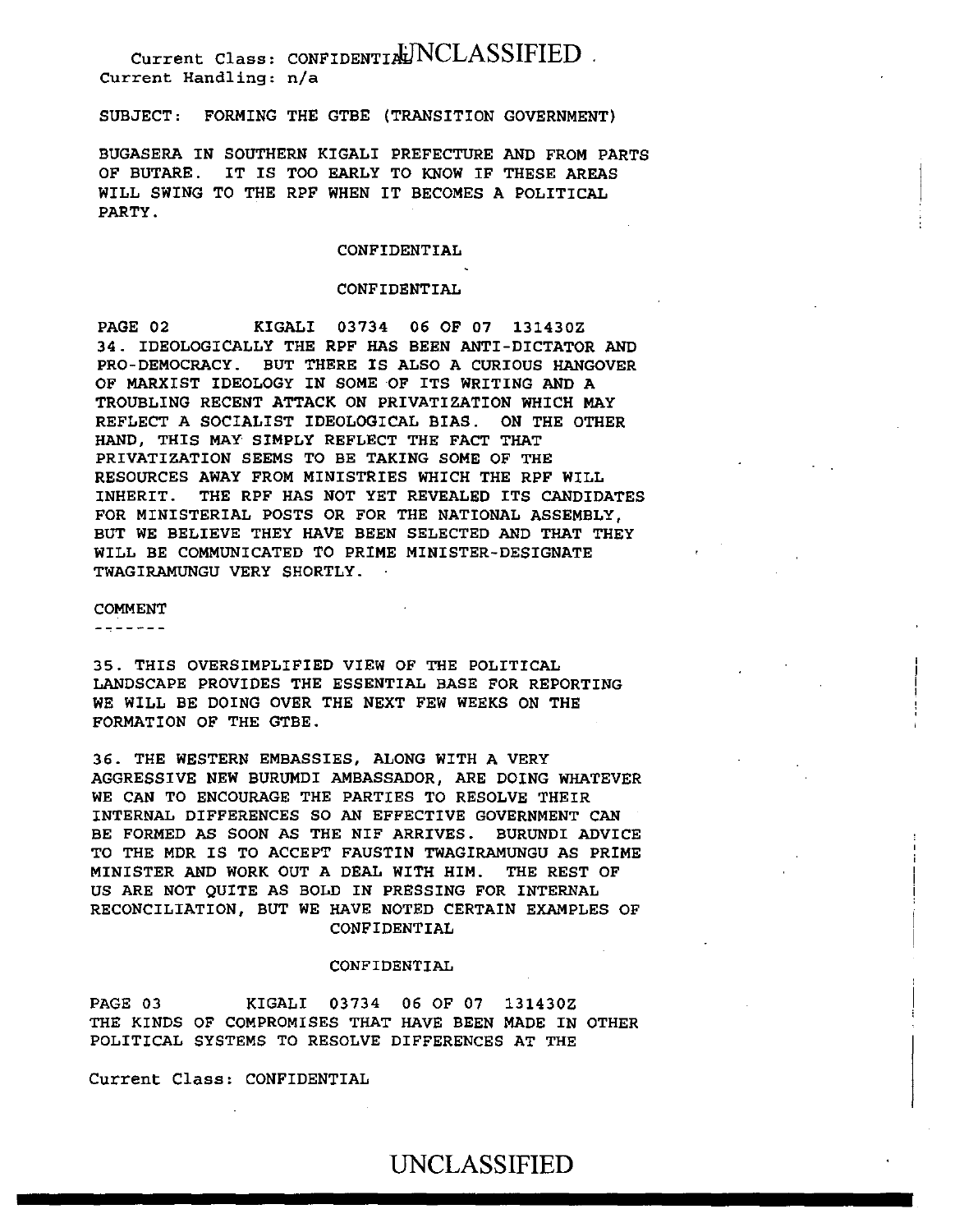SUBJECT: FORMING THE GTBE (TRANSITION GOVERNMENT)

BUGASERA IN SOUTHERN KIGALI PREFECTURE AND FROM PARTS OF BUTARE. IT IS TOO EARLY TO KNOW IF THESE AREAS WILL SWING TO THE RPF WHEN IT BECOMES A POLITICAL PARTY.

CONFIDENTIAL

CONFIDENTIAL

PAGE 02 KIGALI 03734 06 OF 07 131430Z

34. IDEOLOGICALLY THE RPF HAS BEEN ANTI-DICTATOR AND PRO-DEMOCRACY. BUT THERE IS ALSO A CURIOUS HANGOVER OF MARXIST IDEOLOGY IN SOME OF ITS WRITING AND A TROUBLING RECENT ATTACK ON PRIVATIZATION WHICH MAY REFLECT A SOCIALIST IDEOLOGICAL BIAS. ON THE OTHER HAND, THIS MAY SIMPLY REFLECT THE FACT THAT PRIVATIZATION SEEMS TO BE TAKING SOME OF THE RESOURCES AWAY FROM MINISTRIES WHICH THE RPF WILL INHERIT. THE RPF HAS NOT YET REVEALED ITS CANDIDATES FOR MINISTERIAL POSTS OR FOR THE NATIONAL ASSEMBLY, BUT WE BELIEVE THEY HAVE BEEN SELECTED AND THAT THEY WILL BE COMMUNICATED TO PRIME MINISTER-DESIGNATE TWAGIRAMUNGU VERY SHORTLY.

COMMENT
-------

35. THIS OVERSIMPLIFIED VIEW OF THE POLITICAL LANDSCAPE PROVIDES THE ESSENTIAL BASE FOR REPORTING WE WILL BE DOING OVER THE NEXT FEW WEEKS ON THE FORMATION OF THE GTBE.

36. THE WESTERN EMBASSIES, ALONG WITH A VERY AGGRESSIVE NEW BURUMDI AMBASSADOR, ARE DOING WHATEVER WE CAN TO ENCOURAGE THE PARTIES TO RESOLVE THEIR INTERNAL DIFFERENCES SO AN EFFECTIVE GOVERNMENT CAN BE FORMED AS SOON AS THE NIF ARRIVES. BURUNDI ADVICE TO THE MDR IS TO ACCEPT FAUSTIN TWAGIRAMUNGU AS PRIME MINISTER AND WORK OUT A DEAL WITH HIM. THE REST OF US ARE NOT QUITE AS BOLD IN PRESSING FOR INTERNAL RECONCILIATION, BUT WE HAVE NOTED CERTAIN EXAMPLES OF

CONFIDENTIAL

CONFIDENTIAL

PAGE 03 KIGALI 03734 06 OF 07 131430Z

THE KINDS OF COMPROMISES THAT HAVE BEEN MADE IN OTHER POLITICAL SYSTEMS TO RESOLVE DIFFERENCES AT THE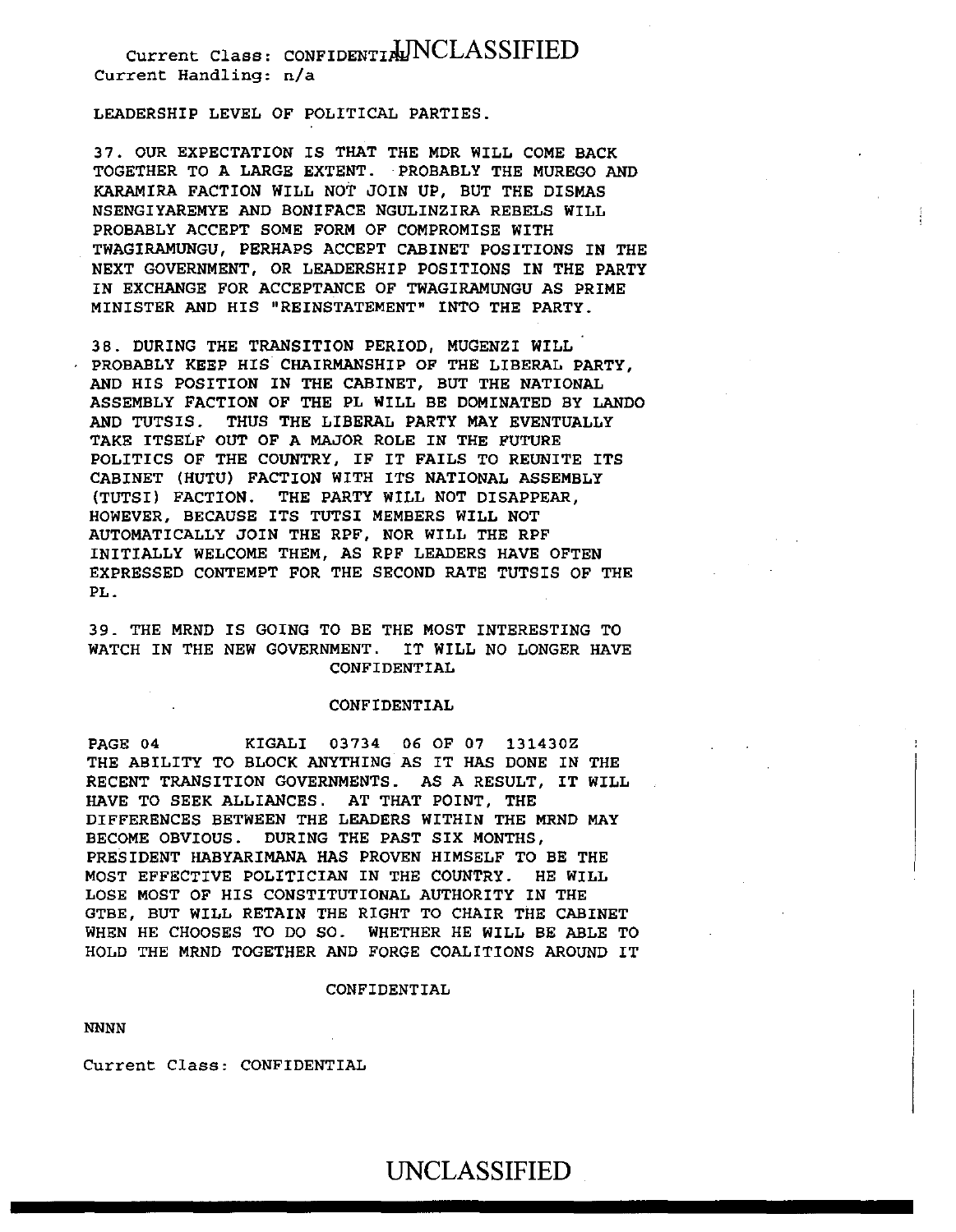Current Class: CONFIDENTIAL
Current Handling: n/a

LEADERSHIP LEVEL OF POLITICAL PARTIES.

37. OUR EXPECTATION IS THAT THE MDR WILL COME BACK TOGETHER TO A LARGE EXTENT. PROBABLY THE MUREGO AND KARAMIRA FACTION WILL NOT JOIN UP, BUT THE DISMAS NSENGIYAREMYE AND BONIFACE NGULINZIRA REBELS WILL PROBABLY ACCEPT SOME FORM OF COMPROMISE WITH TWAGIRAMUNGU, PERHAPS ACCEPT CABINET POSITIONS IN THE NEXT GOVERNMENT, OR LEADERSHIP POSITIONS IN THE PARTY IN EXCHANGE FOR ACCEPTANCE OF TWAGIRAMUNGU AS PRIME MINISTER AND HIS "REINSTATEMENT" INTO THE PARTY.

38. DURING THE TRANSITION PERIOD, MUGENZI WILL PROBABLY KEEP HIS CHAIRMANSHIP OF THE LIBERAL PARTY, AND HIS POSITION IN THE CABINET, BUT THE NATIONAL ASSEMBLY FACTION OF THE PL WILL BE DOMINATED BY LANDO AND TUTSIS. THUS THE LIBERAL PARTY MAY EVENTUALLY TAKE ITSELF OUT OF A MAJOR ROLE IN THE FUTURE POLITICS OF THE COUNTRY, IF IT FAILS TO REUNITE ITS CABINET (HUTU) FACTION WITH ITS NATIONAL ASSEMBLY (TUTSI) FACTION. THE PARTY WILL NOT DISAPPEAR, HOWEVER, BECAUSE ITS TUTSI MEMBERS WILL NOT AUTOMATICALLY JOIN THE RPF, NOR WILL THE RPF INITIALLY WELCOME THEM, AS RPF LEADERS HAVE OFTEN EXPRESSED CONTEMPT FOR THE SECOND RATE TUTSIS OF THE PL.

39. THE MRND IS GOING TO BE THE MOST INTERESTING TO WATCH IN THE NEW GOVERNMENT. IT WILL NO LONGER HAVE

CONFIDENTIAL

CONFIDENTIAL

PAGE 04 KIGALI 03734 06 OF 07 131430Z

THE ABILITY TO BLOCK ANYTHING AS IT HAS DONE IN THE RECENT TRANSITION GOVERNMENTS. AS A RESULT, IT WILL HAVE TO SEEK ALLIANCES. AT THAT POINT, THE DIFFERENCES BETWEEN THE LEADERS WITHIN THE MRND MAY BECOME OBVIOUS. DURING THE PAST SIX MONTHS, PRESIDENT HABYARIMANA HAS PROVEN HIMSELF TO BE THE MOST EFFECTIVE POLITICIAN IN THE COUNTRY. HE WILL LOSE MOST OF HIS CONSTITUTIONAL AUTHORITY IN THE GTBE, BUT WILL RETAIN THE RIGHT TO CHAIR THE CABINET WHEN HE CHOOSES TO DO SO. WHETHER HE WILL BE ABLE TO HOLD THE MRND TOGETHER AND FORGE COALITIONS AROUND IT

CONFIDENTIAL

NNNN

Current Class: CONFIDENTIAL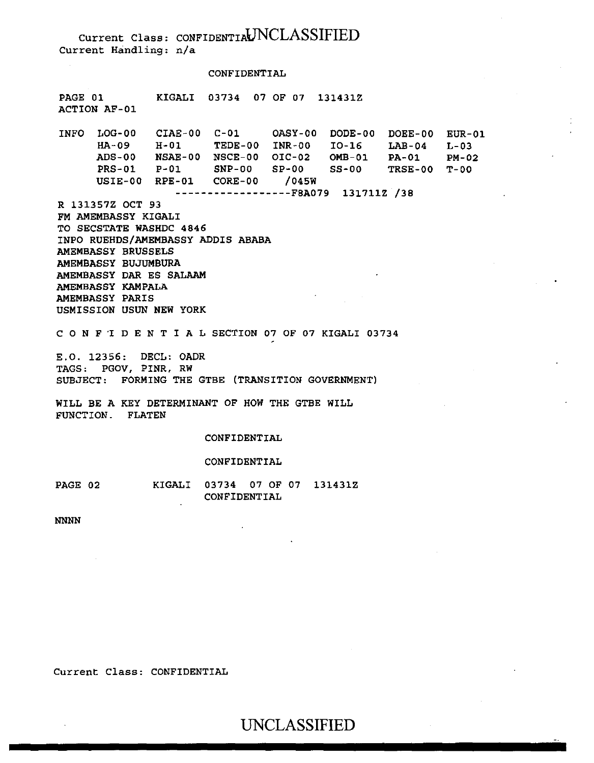Current Class: CONFIDENTIAL UNCLASSIFIED
Current Handling: n/a

CONFIDENTIAL

PAGE 01 KIGALI 03734 07 OF 07 131431Z
ACTION AF-01

```
INFO  LOG-00   CIAE-00  C-01     OASY-00  DODE-00  DOEE-00  EUR-01
      HA-09    H-01     TEDE-00  INR-00   IO-16    LAB-04   L-03
      ADS-00   NSAE-00  NSCE-00  OIC-02   OMB-01   PA-01    PM-02
      PRS-01   P-01     SNP-00   SP-00    SS-00    TRSE-00  T-00
      USIE-00  RPE-01   CORE-00   /045W
                   ------------------F8A079  131711Z /38
```

R 131357Z OCT 93
FM AMEMBASSY KIGALI
TO SECSTATE WASHDC 4846
INFO RUEHDS/AMEMBASSY ADDIS ABABA
AMEMBASSY BRUSSELS
AMEMBASSY BUJUMBURA
AMEMBASSY DAR ES SALAAM
AMEMBASSY KAMPALA
AMEMBASSY PARIS
USMISSION USUN NEW YORK

C O N F I D E N T I A L SECTION 07 OF 07 KIGALI 03734

E.O. 12356: DECL: OADR
TAGS: PGOV, PINR, RW
SUBJECT: FORMING THE GTBE (TRANSITION GOVERNMENT)

WILL BE A KEY DETERMINANT OF HOW THE GTBE WILL
FUNCTION. FLATEN

CONFIDENTIAL

CONFIDENTIAL

PAGE 02 KIGALI 03734 07 OF 07 131431Z
CONFIDENTIAL

NNNN

Current Class: CONFIDENTIAL

UNCLASSIFIED